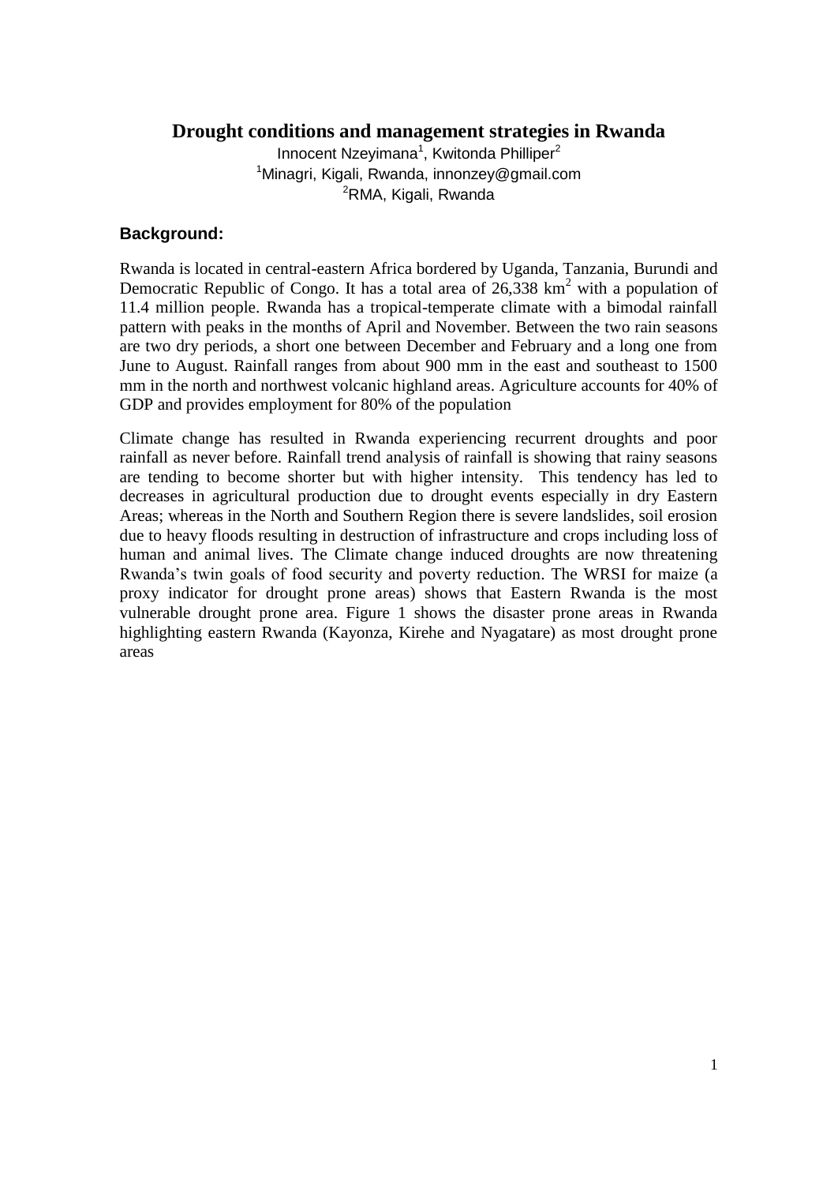# Drought conditions and management strategies in Rwanda

Innocent Nzeyimana[1], Kwitonda Philliper[2]

[1]Minagri, Kigali, Rwanda, innonzey@gmail.com

[2]RMA, Kigali, Rwanda

## Background:

Rwanda is located in central-eastern Africa bordered by Uganda, Tanzania, Burundi and Democratic Republic of Congo. It has a total area of 26,338 $km^2$ with a population of 11.4 million people. Rwanda has a tropical-temperate climate with a bimodal rainfall pattern with peaks in the months of April and November. Between the two rain seasons are two dry periods, a short one between December and February and a long one from June to August. Rainfall ranges from about 900 mm in the east and southeast to 1500 mm in the north and northwest volcanic highland areas. Agriculture accounts for 40% of GDP and provides employment for 80% of the population

Climate change has resulted in Rwanda experiencing recurrent droughts and poor rainfall as never before. Rainfall trend analysis of rainfall is showing that rainy seasons are tending to become shorter but with higher intensity. This tendency has led to decreases in agricultural production due to drought events especially in dry Eastern Areas; whereas in the North and Southern Region there is severe landslides, soil erosion due to heavy floods resulting in destruction of infrastructure and crops including loss of human and animal lives. The Climate change induced droughts are now threatening Rwanda's twin goals of food security and poverty reduction. The WRSI for maize (a proxy indicator for drought prone areas) shows that Eastern Rwanda is the most vulnerable drought prone area. Figure 1 shows the disaster prone areas in Rwanda highlighting eastern Rwanda (Kayonza, Kirehe and Nyagatare) as most drought prone areas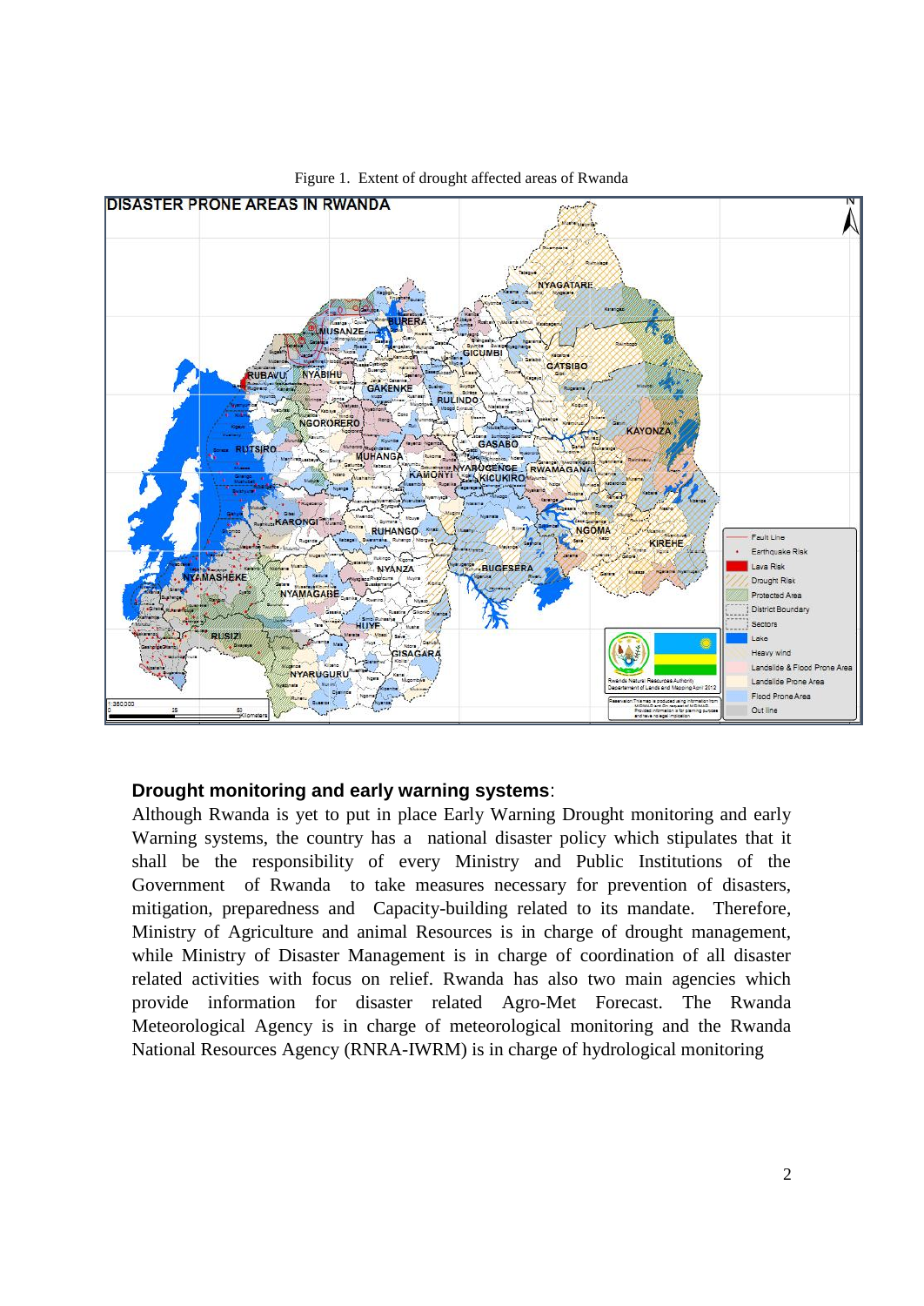Figure 1. Extent of drought affected areas of Rwanda

**Drought monitoring and early warning systems**:

Although Rwanda is yet to put in place Early Warning Drought monitoring and early Warning systems, the country has a national disaster policy which stipulates that it shall be the responsibility of every Ministry and Public Institutions of the Government of Rwanda to take measures necessary for prevention of disasters, mitigation, preparedness and Capacity-building related to its mandate. Therefore, Ministry of Agriculture and animal Resources is in charge of drought management, while Ministry of Disaster Management is in charge of coordination of all disaster related activities with focus on relief. Rwanda has also two main agencies which provide information for disaster related Agro-Met Forecast. The Rwanda Meteorological Agency is in charge of meteorological monitoring and the Rwanda National Resources Agency (RNRA-IWRM) is in charge of hydrological monitoring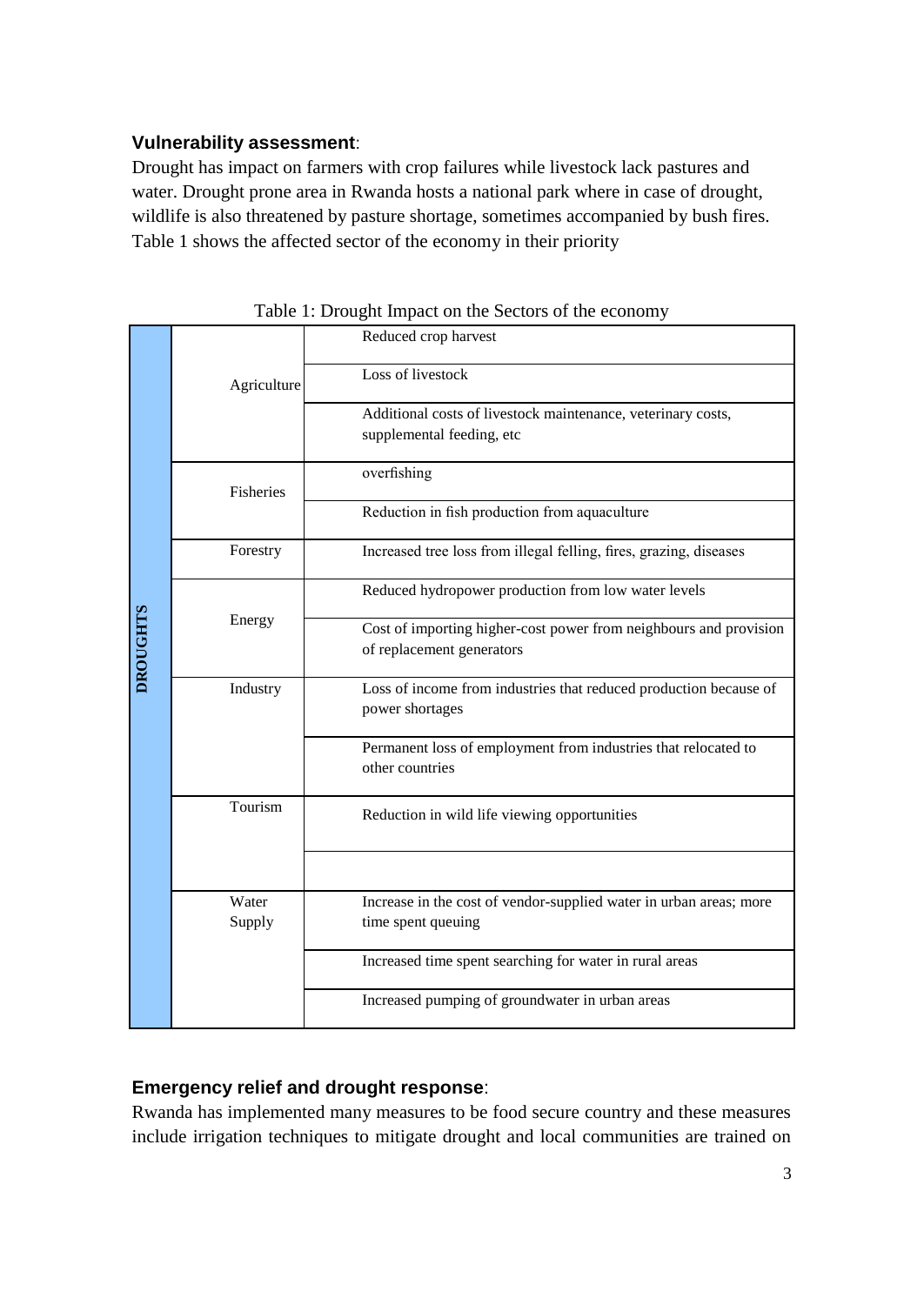**Vulnerability assessment**:

Drought has impact on farmers with crop failures while livestock lack pastures and water. Drought prone area in Rwanda hosts a national park where in case of drought, wildlife is also threatened by pasture shortage, sometimes accompanied by bush fires. Table 1 shows the affected sector of the economy in their priority

Table 1: Drought Impact on the Sectors of the economy

| | Sector | Impact |
|---|---|---|
| DROUGHTS | Agriculture | Reduced crop harvest |
| | | Loss of livestock |
| | | Additional costs of livestock maintenance, veterinary costs, supplemental feeding, etc |
| | Fisheries | overfishing |
| | | Reduction in fish production from aquaculture |
| | Forestry | Increased tree loss from illegal felling, fires, grazing, diseases |
| | Energy | Reduced hydropower production from low water levels |
| | | Cost of importing higher-cost power from neighbours and provision of replacement generators |
| | Industry | Loss of income from industries that reduced production because of power shortages |
| | | Permanent loss of employment from industries that relocated to other countries |
| | Tourism | Reduction in wild life viewing opportunities |
| | | |
| | Water Supply | Increase in the cost of vendor-supplied water in urban areas; more time spent queuing |
| | | Increased time spent searching for water in rural areas |
| | | Increased pumping of groundwater in urban areas |

**Emergency relief and drought response**:

Rwanda has implemented many measures to be food secure country and these measures include irrigation techniques to mitigate drought and local communities are trained on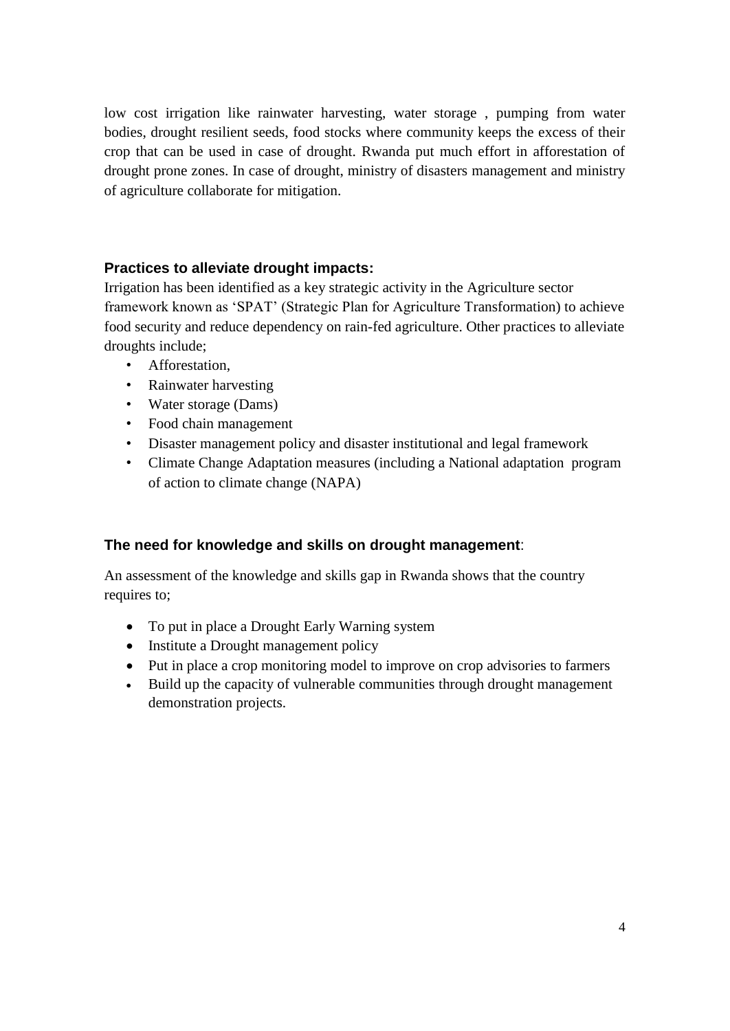low cost irrigation like rainwater harvesting, water storage , pumping from water bodies, drought resilient seeds, food stocks where community keeps the excess of their crop that can be used in case of drought. Rwanda put much effort in afforestation of drought prone zones. In case of drought, ministry of disasters management and ministry of agriculture collaborate for mitigation.

### Practices to alleviate drought impacts:

Irrigation has been identified as a key strategic activity in the Agriculture sector framework known as 'SPAT' (Strategic Plan for Agriculture Transformation) to achieve food security and reduce dependency on rain-fed agriculture. Other practices to alleviate droughts include;

- Afforestation,
- Rainwater harvesting
- Water storage (Dams)
- Food chain management
- Disaster management policy and disaster institutional and legal framework
- Climate Change Adaptation measures (including a National adaptation program of action to climate change (NAPA)

### The need for knowledge and skills on drought management:

An assessment of the knowledge and skills gap in Rwanda shows that the country requires to;

- To put in place a Drought Early Warning system
- Institute a Drought management policy
- Put in place a crop monitoring model to improve on crop advisories to farmers
- Build up the capacity of vulnerable communities through drought management demonstration projects.